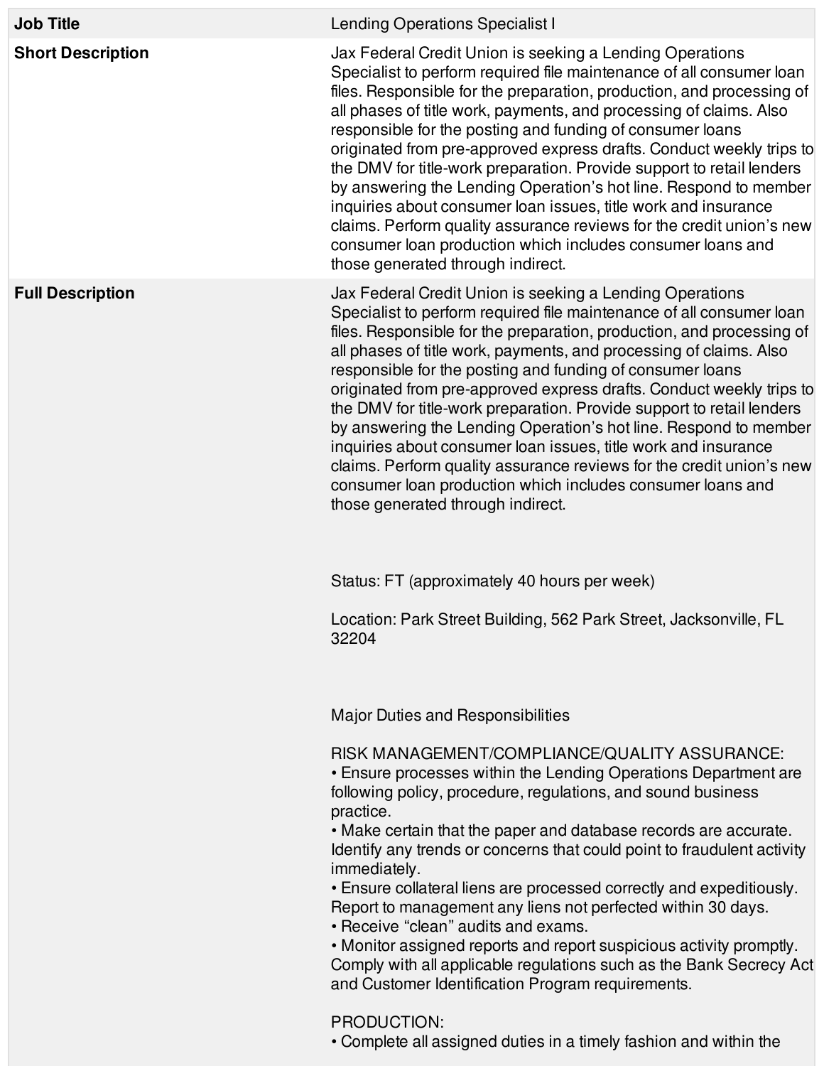| | |
|---|---|
| **Job Title** | Lending Operations Specialist I |
| **Short Description** | Jax Federal Credit Union is seeking a Lending Operations Specialist to perform required file maintenance of all consumer loan files. Responsible for the preparation, production, and processing of all phases of title work, payments, and processing of claims. Also responsible for the posting and funding of consumer loans originated from pre-approved express drafts. Conduct weekly trips to the DMV for title-work preparation. Provide support to retail lenders by answering the Lending Operation's hot line. Respond to member inquiries about consumer loan issues, title work and insurance claims. Perform quality assurance reviews for the credit union's new consumer loan production which includes consumer loans and those generated through indirect. |
| **Full Description** | Jax Federal Credit Union is seeking a Lending Operations Specialist to perform required file maintenance of all consumer loan files. Responsible for the preparation, production, and processing of all phases of title work, payments, and processing of claims. Also responsible for the posting and funding of consumer loans originated from pre-approved express drafts. Conduct weekly trips to the DMV for title-work preparation. Provide support to retail lenders by answering the Lending Operation's hot line. Respond to member inquiries about consumer loan issues, title work and insurance claims. Perform quality assurance reviews for the credit union's new consumer loan production which includes consumer loans and those generated through indirect.<br><br>Status: FT (approximately 40 hours per week)<br><br>Location: Park Street Building, 562 Park Street, Jacksonville, FL 32204<br><br>Major Duties and Responsibilities<br><br>RISK MANAGEMENT/COMPLIANCE/QUALITY ASSURANCE:<br>• Ensure processes within the Lending Operations Department are following policy, procedure, regulations, and sound business practice.<br>• Make certain that the paper and database records are accurate. Identify any trends or concerns that could point to fraudulent activity immediately.<br>• Ensure collateral liens are processed correctly and expeditiously. Report to management any liens not perfected within 30 days.<br>• Receive "clean" audits and exams.<br>• Monitor assigned reports and report suspicious activity promptly. Comply with all applicable regulations such as the Bank Secrecy Act and Customer Identification Program requirements.<br><br>PRODUCTION:<br>• Complete all assigned duties in a timely fashion and within the |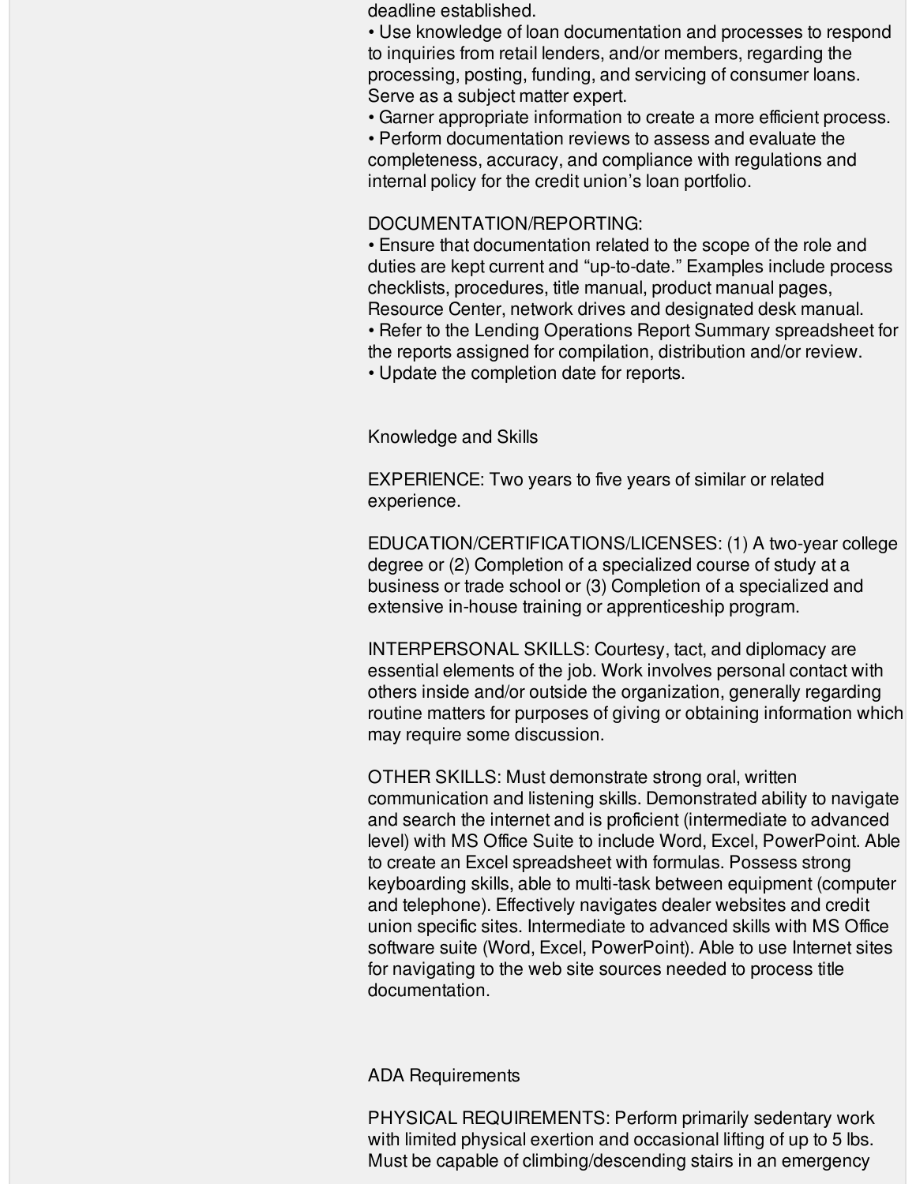deadline established.
• Use knowledge of loan documentation and processes to respond to inquiries from retail lenders, and/or members, regarding the processing, posting, funding, and servicing of consumer loans. Serve as a subject matter expert.
• Garner appropriate information to create a more efficient process.
• Perform documentation reviews to assess and evaluate the completeness, accuracy, and compliance with regulations and internal policy for the credit union's loan portfolio.

DOCUMENTATION/REPORTING:
• Ensure that documentation related to the scope of the role and duties are kept current and "up-to-date." Examples include process checklists, procedures, title manual, product manual pages, Resource Center, network drives and designated desk manual.
• Refer to the Lending Operations Report Summary spreadsheet for the reports assigned for compilation, distribution and/or review.
• Update the completion date for reports.

## Knowledge and Skills

EXPERIENCE: Two years to five years of similar or related experience.

EDUCATION/CERTIFICATIONS/LICENSES: (1) A two-year college degree or (2) Completion of a specialized course of study at a business or trade school or (3) Completion of a specialized and extensive in-house training or apprenticeship program.

INTERPERSONAL SKILLS: Courtesy, tact, and diplomacy are essential elements of the job. Work involves personal contact with others inside and/or outside the organization, generally regarding routine matters for purposes of giving or obtaining information which may require some discussion.

OTHER SKILLS: Must demonstrate strong oral, written communication and listening skills. Demonstrated ability to navigate and search the internet and is proficient (intermediate to advanced level) with MS Office Suite to include Word, Excel, PowerPoint. Able to create an Excel spreadsheet with formulas. Possess strong keyboarding skills, able to multi-task between equipment (computer and telephone). Effectively navigates dealer websites and credit union specific sites. Intermediate to advanced skills with MS Office software suite (Word, Excel, PowerPoint). Able to use Internet sites for navigating to the web site sources needed to process title documentation.

## ADA Requirements

PHYSICAL REQUIREMENTS: Perform primarily sedentary work with limited physical exertion and occasional lifting of up to 5 lbs. Must be capable of climbing/descending stairs in an emergency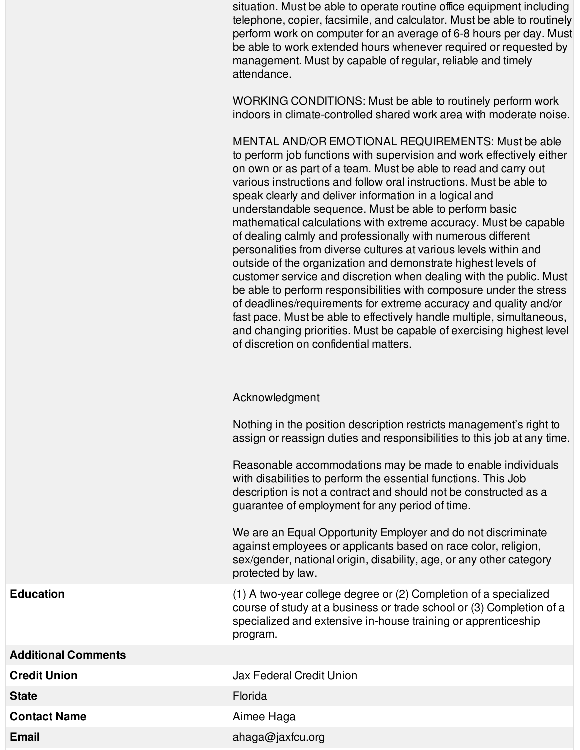| | |
|---|---|
| | situation. Must be able to operate routine office equipment including telephone, copier, facsimile, and calculator. Must be able to routinely perform work on computer for an average of 6-8 hours per day. Must be able to work extended hours whenever required or requested by management. Must by capable of regular, reliable and timely attendance.<br><br>WORKING CONDITIONS: Must be able to routinely perform work indoors in climate-controlled shared work area with moderate noise.<br><br>MENTAL AND/OR EMOTIONAL REQUIREMENTS: Must be able to perform job functions with supervision and work effectively either on own or as part of a team. Must be able to read and carry out various instructions and follow oral instructions. Must be able to speak clearly and deliver information in a logical and understandable sequence. Must be able to perform basic mathematical calculations with extreme accuracy. Must be capable of dealing calmly and professionally with numerous different personalities from diverse cultures at various levels within and outside of the organization and demonstrate highest levels of customer service and discretion when dealing with the public. Must be able to perform responsibilities with composure under the stress of deadlines/requirements for extreme accuracy and quality and/or fast pace. Must be able to effectively handle multiple, simultaneous, and changing priorities. Must be capable of exercising highest level of discretion on confidential matters.<br><br>Acknowledgment<br><br>Nothing in the position description restricts management's right to assign or reassign duties and responsibilities to this job at any time.<br><br>Reasonable accommodations may be made to enable individuals with disabilities to perform the essential functions. This Job description is not a contract and should not be constructed as a guarantee of employment for any period of time.<br><br>We are an Equal Opportunity Employer and do not discriminate against employees or applicants based on race color, religion, sex/gender, national origin, disability, age, or any other category protected by law. |
| **Education** | (1) A two-year college degree or (2) Completion of a specialized course of study at a business or trade school or (3) Completion of a specialized and extensive in-house training or apprenticeship program. |
| **Additional Comments** | |
| **Credit Union** | Jax Federal Credit Union |
| **State** | Florida |
| **Contact Name** | Aimee Haga |
| **Email** | ahaga@jaxfcu.org |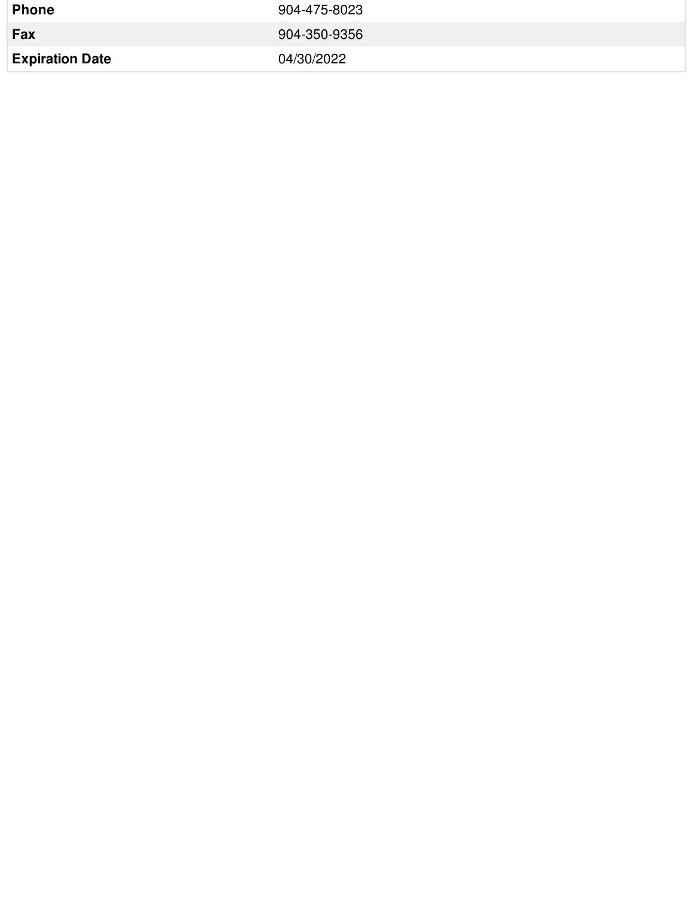| | |
|---|---|
| **Phone** | 904-475-8023 |
| **Fax** | 904-350-9356 |
| **Expiration Date** | 04/30/2022 |